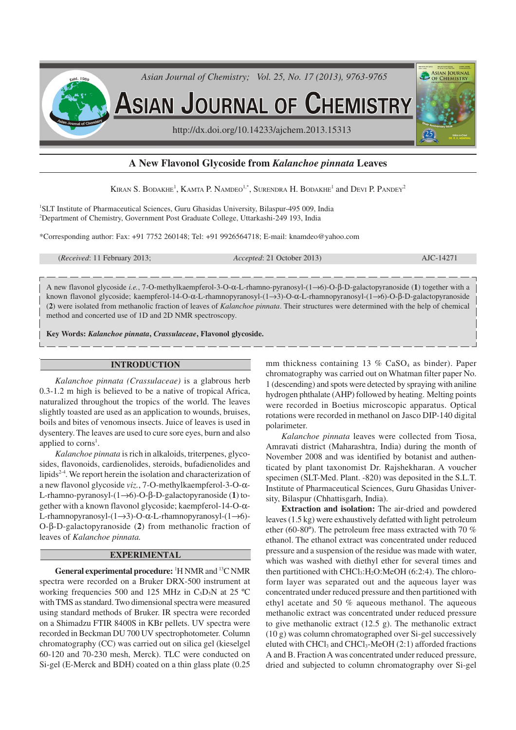# A New Flavonol Glycoside from *Kalanchoe pinnata* Leaves

KIRAN S. BODAKHE[1], KAMTA P. NAMDEO[1,*], SURENDRA H. BODAKHE[1] and DEVI P. PANDEY[2]

[1]SLT Institute of Pharmaceutical Sciences, Guru Ghasidas University, Bilaspur-495 009, India
[2]Department of Chemistry, Government Post Graduate College, Uttarkashi-249 193, India

*Corresponding author: Fax: +91 7752 260148; Tel: +91 9926564718; E-mail: knamdeo@yahoo.com

(*Received*: 11 February 2013; *Accepted*: 21 October 2013) AJC-14271

A new flavonol glycoside *i.e.*, 7-O-methylkaempferol-3-O-α-L-rhamno-pyranosyl-(1→6)-O-β-D-galactopyranoside (**1**) together with a known flavonol glycoside; kaempferol-14-O-α-L-rhamnopyranosyl-(1→3)-O-α-L-rhamnopyranosyl-(1→6)-O-β-D-galactopyranoside (**2**) were isolated from methanolic fraction of leaves of *Kalanchoe pinnata*. Their structures were determined with the help of chemical method and concerted use of 1D and 2D NMR spectroscopy.

**Key Words: *Kalanchoe pinnata*, *Crassulaceae*, Flavonol glycoside.**

## INTRODUCTION

*Kalanchoe pinnata (Crassulaceae)* is a glabrous herb 0.3-1.2 m high is believed to be a native of tropical Africa, naturalized throughout the tropics of the world. The leaves slightly toasted are used as an application to wounds, bruises, boils and bites of venomous insects. Juice of leaves is used in dysentery. The leaves are used to cure sore eyes, burn and also applied to corns[1].

*Kalanchoe pinnata* is rich in alkaloids, triterpenes, glycosides, flavonoids, cardienolides, steroids, bufadienolides and lipids[2-4]. We report herein the isolation and characterization of a new flavonol glycoside *viz.*, 7-O-methylkaempferol-3-O-α-L-rhamno-pyranosyl-(1→6)-O-β-D-galactopyranoside (**1**) together with a known flavonol glycoside; kaempferol-14-O-α-L-rhamnopyranosyl-(1→3)-O-α-L-rhamnopyranosyl-(1→6)-O-β-D-galactopyranoside (**2**) from methanolic fraction of leaves of *Kalanchoe pinnata.*

## EXPERIMENTAL

**General experimental procedure:** $^1$H NMR and $^{13}$C NMR spectra were recorded on a Bruker DRX-500 instrument at working frequencies 500 and 125 MHz in $C_5D_5N$ at 25 ºC with TMS as standard. Two dimensional spectra were measured using standard methods of Bruker. IR spectra were recorded on a Shimadzu FTIR 8400S in KBr pellets. UV spectra were recorded in Beckman DU 700 UV spectrophotometer. Column chromatography (CC) was carried out on silica gel (kieselgel 60-120 and 70-230 mesh, Merck). TLC were conducted on Si-gel (E-Merck and BDH) coated on a thin glass plate (0.25 mm thickness containing 13 % $CaSO_4$ as binder). Paper chromatography was carried out on Whatman filter paper No. 1 (descending) and spots were detected by spraying with aniline hydrogen phthalate (AHP) followed by heating. Melting points were recorded in Boetius microscopic apparatus. Optical rotations were recorded in methanol on Jasco DIP-140 digital polarimeter.

*Kalanchoe pinnata* leaves were collected from Tiosa, Amravati district (Maharashtra, India) during the month of November 2008 and was identified by botanist and authenticated by plant taxonomist Dr. Rajshekharan. A voucher specimen (SLT-Med. Plant. -820) was deposited in the S.L.T. Institute of Pharmaceutical Sciences, Guru Ghasidas University, Bilaspur (Chhattisgarh, India).

**Extraction and isolation:** The air-dried and powdered leaves (1.5 kg) were exhaustively defatted with light petroleum ether (60-80º). The petroleum free mass extracted with 70 % ethanol. The ethanol extract was concentrated under reduced pressure and a suspension of the residue was made with water, which was washed with diethyl ether for several times and then partitioned with $CHCl_3$:$H_2O$:MeOH (6:2:4). The chloroform layer was separated out and the aqueous layer was concentrated under reduced pressure and then partitioned with ethyl acetate and 50 % aqueous methanol. The aqueous methanolic extract was concentrated under reduced pressure to give methanolic extract (12.5 g). The methanolic extract (10 g) was column chromatographed over Si-gel successively eluted with $CHCl_3$ and $CHCl_3$-MeOH (2:1) afforded fractions A and B. Fraction A was concentrated under reduced pressure, dried and subjected to column chromatography over Si-gel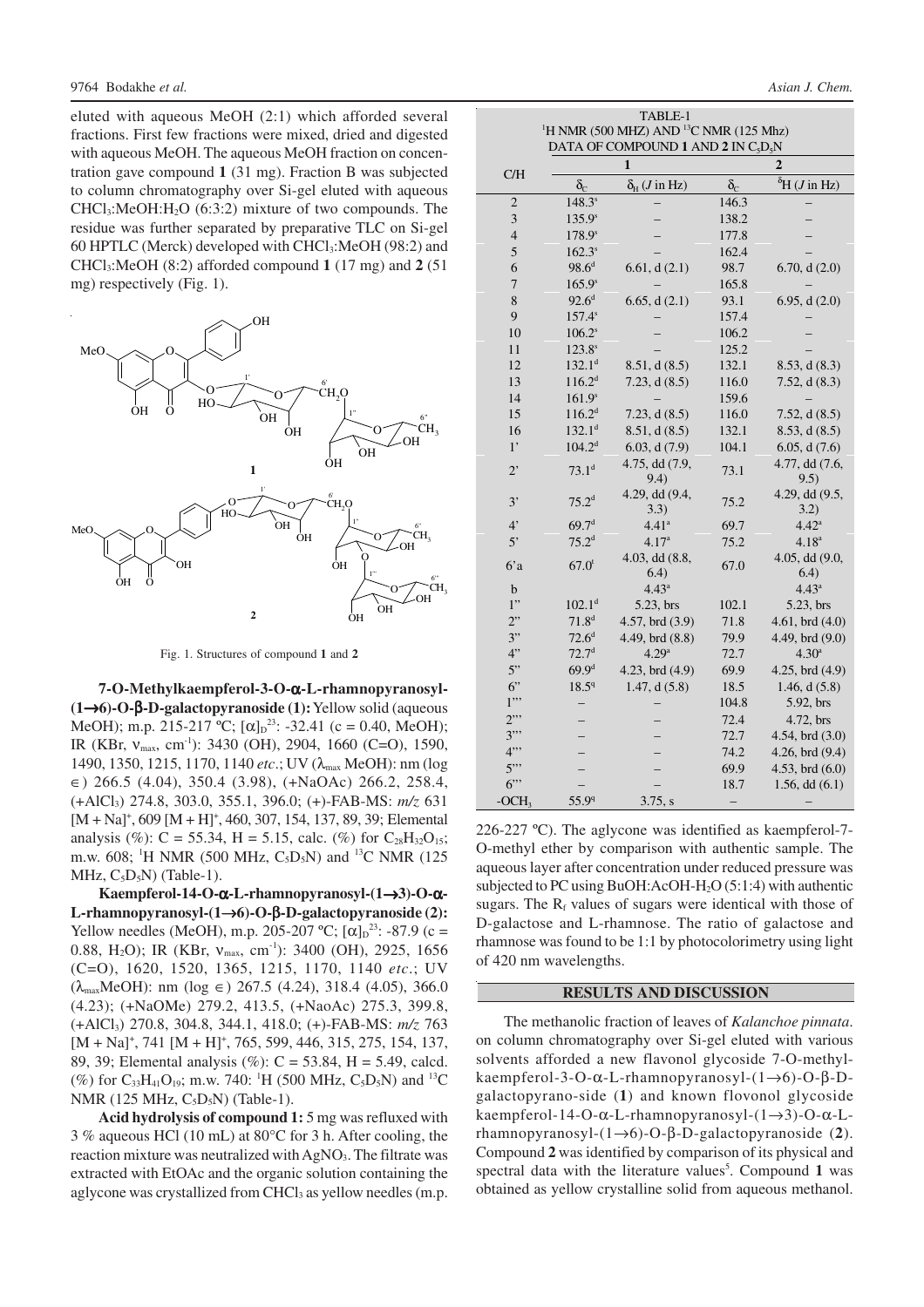eluted with aqueous MeOH (2:1) which afforded several fractions. First few fractions were mixed, dried and digested with aqueous MeOH. The aqueous MeOH fraction on concentration gave compound **1** (31 mg). Fraction B was subjected to column chromatography over Si-gel eluted with aqueous $CHCl_3$:MeOH:$H_2O$ (6:3:2) mixture of two compounds. The residue was further separated by preparative TLC on Si-gel 60 HPTLC (Merck) developed with $CHCl_3$:MeOH (98:2) and $CHCl_3$:MeOH (8:2) afforded compound **1** (17 mg) and **2** (51 mg) respectively (Fig. 1).

Fig. 1. Structures of compound **1** and **2**

**7-O-Methylkaempferol-3-O-α-L-rhamnopyranosyl-(1→6)-O-β-D-galactopyranoside (1):** Yellow solid (aqueous MeOH); m.p. 215-217 ºC; $[\alpha]_D^{23}$: -32.41 (c = 0.40, MeOH); IR (KBr, $\nu_{max}$, $cm^{-1}$): 3430 (OH), 2904, 1660 (C=O), 1590, 1490, 1350, 1215, 1170, 1140 *etc*.; UV ($\lambda_{max}$ MeOH): nm (log ∈) 266.5 (4.04), 350.4 (3.98), (+NaOAc) 266.2, 258.4, (+$AlCl_3$) 274.8, 303.0, 355.1, 396.0; (+)-FAB-MS: *m/z* 631 $[M + Na]^+$, 609 $[M + H]^+$, 460, 307, 154, 137, 89, 39; Elemental analysis (%): C = 55.34, H = 5.15, calc. (%) for $C_{28}H_{32}O_{15}$; m.w. 608; $^1H$ NMR (500 MHz, $C_5D_5N$) and $^{13}C$ NMR (125 MHz, $C_5D_5N$) (Table-1).

**Kaempferol-14-O-α-L-rhamnopyranosyl-(1→3)-O-α-L-rhamnopyranosyl-(1→6)-O-β-D-galactopyranoside (2):** Yellow needles (MeOH), m.p. 205-207 ºC; $[\alpha]_D^{23}$: -87.9 (c = 0.88, $H_2O$); IR (KBr, $\nu_{max}$, $cm^{-1}$): 3400 (OH), 2925, 1656 (C=O), 1620, 1520, 1365, 1215, 1170, 1140 *etc*.; UV ($\lambda_{max}$MeOH): nm (log ∈) 267.5 (4.24), 318.4 (4.05), 366.0 (4.23); (+NaOMe) 279.2, 413.5, (+NaoAc) 275.3, 399.8, (+$AlCl_3$) 270.8, 304.8, 344.1, 418.0; (+)-FAB-MS: *m/z* 763 $[M + Na]^+$, 741 $[M + H]^+$, 765, 599, 446, 315, 275, 154, 137, 89, 39; Elemental analysis (%): C = 53.84, H = 5.49, calcd. (%) for $C_{33}H_{41}O_{19}$; m.w. 740: $^1H$ (500 MHz, $C_5D_5N$) and $^{13}C$ NMR (125 MHz, $C_5D_5N$) (Table-1).

**Acid hydrolysis of compound 1:** 5 mg was refluxed with 3 % aqueous HCl (10 mL) at 80°C for 3 h. After cooling, the reaction mixture was neutralized with $AgNO_3$. The filtrate was extracted with EtOAc and the organic solution containing the aglycone was crystallized from $CHCl_3$ as yellow needles (m.p. 226-227 ºC). The aglycone was identified as kaempferol-7-O-methyl ether by comparison with authentic sample. The aqueous layer after concentration under reduced pressure was subjected to PC using BuOH:AcOH-$H_2O$ (5:1:4) with authentic sugars. The $R_f$ values of sugars were identical with those of D-galactose and L-rhamnose. The ratio of galactose and rhamnose was found to be 1:1 by photocolorimetry using light of 420 nm wavelengths.

TABLE-1
$^1H$ NMR (500 MHZ) AND $^{13}C$ NMR (125 Mhz) DATA OF COMPOUND **1** AND **2** IN $C_5D_5N$

| C/H | **1** | | **2** | |
|---|---|---|---|---|
| | $\delta_C$ | $\delta_H$ (*J* in Hz) | $\delta_C$ | $\delta_H$ (*J* in Hz) |
| 2 | 148.3[s] | – | 146.3 | – |
| 3 | 135.9[s] | – | 138.2 | – |
| 4 | 178.9[s] | – | 177.8 | – |
| 5 | 162.3[s] | – | 162.4 | – |
| 6 | 98.6[d] | 6.61, d (2.1) | 98.7 | 6.70, d (2.0) |
| 7 | 165.9[s] | – | 165.8 | – |
| 8 | 92.6[d] | 6.65, d (2.1) | 93.1 | 6.95, d (2.0) |
| 9 | 157.4[s] | – | 157.4 | – |
| 10 | 106.2[s] | – | 106.2 | – |
| 11 | 123.8[s] | – | 125.2 | – |
| 12 | 132.1[d] | 8.51, d (8.5) | 132.1 | 8.53, d (8.3) |
| 13 | 116.2[d] | 7.23, d (8.5) | 116.0 | 7.52, d (8.3) |
| 14 | 161.9[s] | – | 159.6 | – |
| 15 | 116.2[d] | 7.23, d (8.5) | 116.0 | 7.52, d (8.5) |
| 16 | 132.1[d] | 8.51, d (8.5) | 132.1 | 8.53, d (8.3) |
| 1' | 104.2[d] | 6.03, d (7.9) | 104.1 | 6.05, d (7.6) |
| 2' | 73.1[d] | 4.75, dd (7.9, 9.4) | 73.1 | 4.77, dd (7.6, 9.5) |
| 3' | 75.2[d] | 4.29, dd (9.4, 3.3) | 75.2 | 4.29, dd (9.5, 3.2) |
| 4' | 69.7[d] | 4.41[a] | 69.7 | 4.42[a] |
| 5' | 75.2[d] | 4.17[a] | 75.2 | 4.18[a] |
| 6'a | 67.0[t] | 4.03, dd (8.8, 6.4) | 67.0 | 4.05, dd (9.0, 6.4) |
| b | | 4.43[a] | | 4.43[a] |
| 1" | 102.1[d] | 5.23, brs | 102.1 | 5.23, brs |
| 2" | 71.8[d] | 4.57, brd (3.9) | 71.8 | 4.61, brd (4.0) |
| 3" | 72.6[d] | 4.49, brd (8.8) | 79.9 | 4.49, brd (9.0) |
| 4" | 72.7[d] | 4.29[a] | 72.7 | 4.30[a] |
| 5" | 69.9[d] | 4.23, brd (4.9) | 69.9 | 4.25, brd (4.9) |
| 6" | 18.5[q] | 1.47, d (5.8) | 18.5 | 1.46, d (5.8) |
| 1"' | – | – | 104.8 | 5.92, brs |
| 2"' | – | – | 72.4 | 4.72, brs |
| 3"' | – | – | 72.7 | 4.54, brd (3.0) |
| 4"' | – | – | 74.2 | 4.26, brd (9.4) |
| 5"' | – | – | 69.9 | 4.53, brd (6.0) |
| 6"' | – | – | 18.7 | 1.56, dd (6.1) |
| $-OCH_3$ | 55.9[q] | 3.75, s | – | – |

## RESULTS AND DISCUSSION

The methanolic fraction of leaves of *Kalanchoe pinnata*. on column chromatography over Si-gel eluted with various solvents afforded a new flavonol glycoside 7-O-methylkaempferol-3-O-α-L-rhamnopyranosyl-(1→6)-O-β-D-galactopyrano-side (**1**) and known flovonol glycoside kaempferol-14-O-α-L-rhamnopyranosyl-(1→3)-O-α-L-rhamnopyranosyl-(1→6)-O-β-D-galactopyranoside (**2**). Compound **2** was identified by comparison of its physical and spectral data with the literature values[5]. Compound **1** was obtained as yellow crystalline solid from aqueous methanol.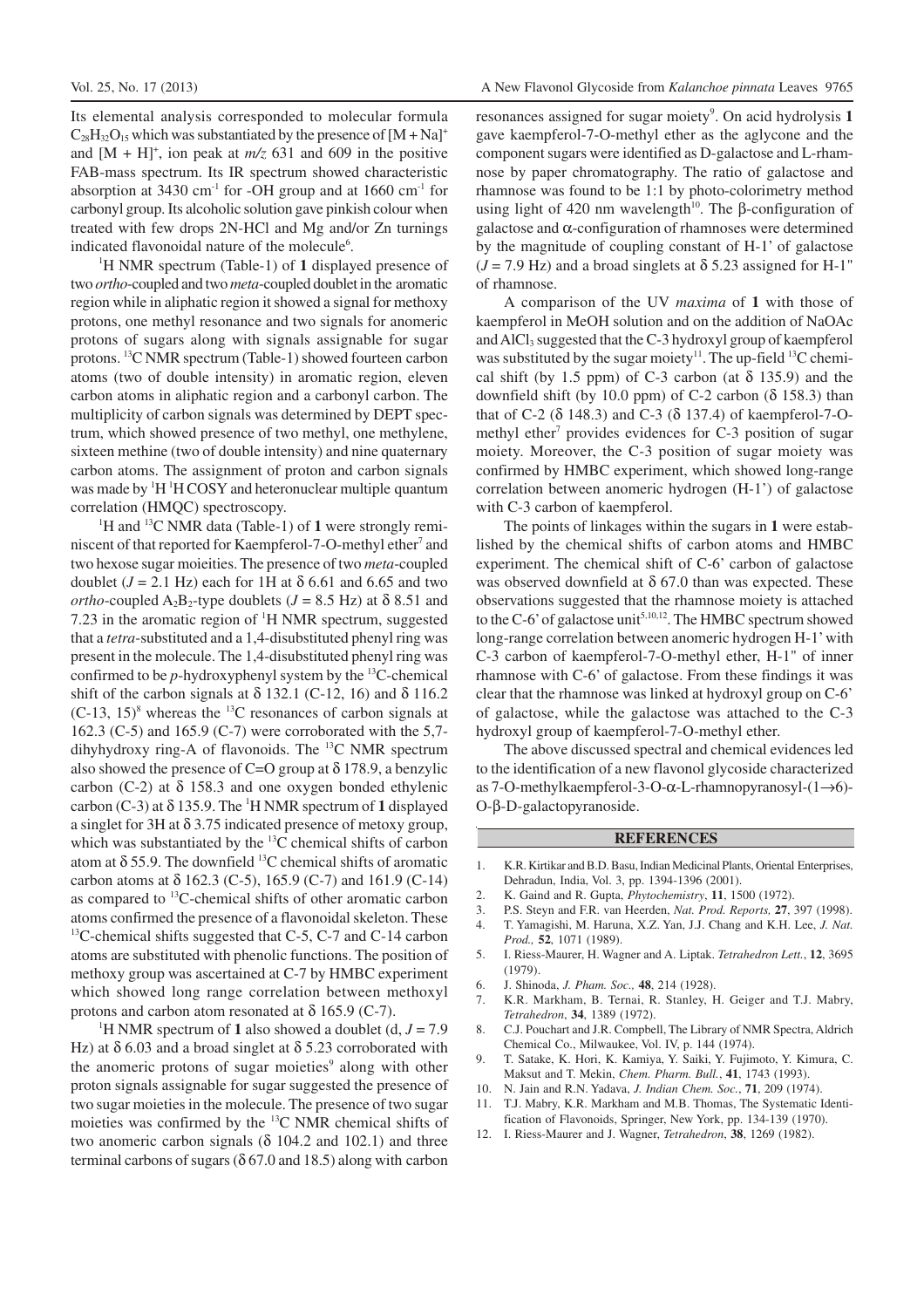Its elemental analysis corresponded to molecular formula $C_{28}H_{32}O_{15}$ which was substantiated by the presence of $[M + Na]^+$ and $[M + H]^+$, ion peak at *m/z* 631 and 609 in the positive FAB-mass spectrum. Its IR spectrum showed characteristic absorption at 3430 $cm^{-1}$ for -OH group and at 1660 $cm^{-1}$ for carbonyl group. Its alcoholic solution gave pinkish colour when treated with few drops 2N-HCl and Mg and/or Zn turnings indicated flavonoidal nature of the molecule[6].

$^1$H NMR spectrum (Table-1) of **1** displayed presence of two *ortho*-coupled and two *meta*-coupled doublet in the aromatic region while in aliphatic region it showed a signal for methoxy protons, one methyl resonance and two signals for anomeric protons of sugars along with signals assignable for sugar protons. $^{13}$C NMR spectrum (Table-1) showed fourteen carbon atoms (two of double intensity) in aromatic region, eleven carbon atoms in aliphatic region and a carbonyl carbon. The multiplicity of carbon signals was determined by DEPT spectrum, which showed presence of two methyl, one methylene, sixteen methine (two of double intensity) and nine quaternary carbon atoms. The assignment of proton and carbon signals was made by $^1$H $^1$H COSY and heteronuclear multiple quantum correlation (HMQC) spectroscopy.

$^1$H and $^{13}$C NMR data (Table-1) of **1** were strongly reminiscent of that reported for Kaempferol-7-O-methyl ether[7] and two hexose sugar moieities. The presence of two *meta*-coupled doublet ($J$ = 2.1 Hz) each for 1H at δ 6.61 and 6.65 and two *ortho*-coupled $A_2B_2$-type doublets ($J$ = 8.5 Hz) at δ 8.51 and 7.23 in the aromatic region of $^1$H NMR spectrum, suggested that a *tetra*-substituted and a 1,4-disubstituted phenyl ring was present in the molecule. The 1,4-disubstituted phenyl ring was confirmed to be *p*-hydroxyphenyl system by the $^{13}$C-chemical shift of the carbon signals at δ 132.1 (C-12, 16) and δ 116.2 (C-13, 15)[8] whereas the $^{13}$C resonances of carbon signals at 162.3 (C-5) and 165.9 (C-7) were corroborated with the 5,7-dihyhdyroxy ring-A of flavonoids. The $^{13}$C NMR spectrum also showed the presence of C=O group at δ 178.9, a benzylic carbon (C-2) at δ 158.3 and one oxygen bonded ethylenic carbon (C-3) at δ 135.9. The $^1$H NMR spectrum of **1** displayed a singlet for 3H at δ 3.75 indicated presence of metoxy group, which was substantiated by the $^{13}$C chemical shifts of carbon atom at δ 55.9. The downfield $^{13}$C chemical shifts of aromatic carbon atoms at δ 162.3 (C-5), 165.9 (C-7) and 161.9 (C-14) as compared to $^{13}$C-chemical shifts of other aromatic carbon atoms confirmed the presence of a flavonoidal skeleton. These $^{13}$C-chemical shifts suggested that C-5, C-7 and C-14 carbon atoms are substituted with phenolic functions. The position of methoxy group was ascertained at C-7 by HMBC experiment which showed long range correlation between methoxyl protons and carbon atom resonated at δ 165.9 (C-7).

$^1$H NMR spectrum of **1** also showed a doublet (d, $J$ = 7.9 Hz) at δ 6.03 and a broad singlet at δ 5.23 corroborated with the anomeric protons of sugar moieties[9] along with other proton signals assignable for sugar suggested the presence of two sugar moieties in the molecule. The presence of two sugar moieties was confirmed by the $^{13}$C NMR chemical shifts of two anomeric carbon signals (δ 104.2 and 102.1) and three terminal carbons of sugars (δ 67.0 and 18.5) along with carbon resonances assigned for sugar moiety[9]. On acid hydrolysis **1** gave kaempferol-7-O-methyl ether as the aglycone and the component sugars were identified as D-galactose and L-rhamnose by paper chromatography. The ratio of galactose and rhamnose was found to be 1:1 by photo-colorimetry method using light of 420 nm wavelength[10]. The β-configuration of galactose and α-configuration of rhamnoses were determined by the magnitude of coupling constant of H-1' of galactose ($J$ = 7.9 Hz) and a broad singlets at δ 5.23 assigned for H-1" of rhamnose.

A comparison of the UV *maxima* of **1** with those of kaempferol in MeOH solution and on the addition of NaOAc and $AlCl_3$ suggested that the C-3 hydroxyl group of kaempferol was substituted by the sugar moiety[11]. The up-field $^{13}$C chemical shift (by 1.5 ppm) of C-3 carbon (at δ 135.9) and the downfield shift (by 10.0 ppm) of C-2 carbon (δ 158.3) than that of C-2 (δ 148.3) and C-3 (δ 137.4) of kaempferol-7-O-methyl ether[7] provides evidences for C-3 position of sugar moiety. Moreover, the C-3 position of sugar moiety was confirmed by HMBC experiment, which showed long-range correlation between anomeric hydrogen (H-1') of galactose with C-3 carbon of kaempferol.

The points of linkages within the sugars in **1** were established by the chemical shifts of carbon atoms and HMBC experiment. The chemical shift of C-6' carbon of galactose was observed downfield at δ 67.0 than was expected. These observations suggested that the rhamnose moiety is attached to the C-6' of galactose unit[5,10,12]. The HMBC spectrum showed long-range correlation between anomeric hydrogen H-1' with C-3 carbon of kaempferol-7-O-methyl ether, H-1" of inner rhamnose with C-6' of galactose. From these findings it was clear that the rhamnose was linked at hydroxyl group on C-6' of galactose, while the galactose was attached to the C-3 hydroxyl group of kaempferol-7-O-methyl ether.

The above discussed spectral and chemical evidences led to the identification of a new flavonol glycoside characterized as 7-O-methylkaempferol-3-O-α-L-rhamnopyranosyl-(1→6)-O-β-D-galactopyranoside.

## REFERENCES

1. K.R. Kirtikar and B.D. Basu, Indian Medicinal Plants, Oriental Enterprises, Dehradun, India, Vol. 3, pp. 1394-1396 (2001).
2. K. Gaind and R. Gupta, *Phytochemistry*, **11**, 1500 (1972).
3. P.S. Steyn and F.R. van Heerden, *Nat. Prod. Reports,* **27**, 397 (1998).
4. T. Yamagishi, M. Haruna, X.Z. Yan, J.J. Chang and K.H. Lee, *J. Nat. Prod.,* **52**, 1071 (1989).
5. I. Riess-Maurer, H. Wagner and A. Liptak. *Tetrahedron Lett.*, **12**, 3695 (1979).
6. J. Shinoda, *J. Pham. Soc.,* **48**, 214 (1928).
7. K.R. Markham, B. Ternai, R. Stanley, H. Geiger and T.J. Mabry, *Tetrahedron*, **34**, 1389 (1972).
8. C.J. Pouchart and J.R. Compbell, The Library of NMR Spectra, Aldrich Chemical Co., Milwaukee, Vol. IV, p. 144 (1974).
9. T. Satake, K. Hori, K. Kamiya, Y. Saiki, Y. Fujimoto, Y. Kimura, C. Maksut and T. Mekin, *Chem. Pharm. Bull.*, **41**, 1743 (1993).
10. N. Jain and R.N. Yadava, *J. Indian Chem. Soc.*, **71**, 209 (1974).
11. T.J. Mabry, K.R. Markham and M.B. Thomas, The Systematic Identification of Flavonoids, Springer, New York, pp. 134-139 (1970).
12. I. Riess-Maurer and J. Wagner, *Tetrahedron*, **38**, 1269 (1982).